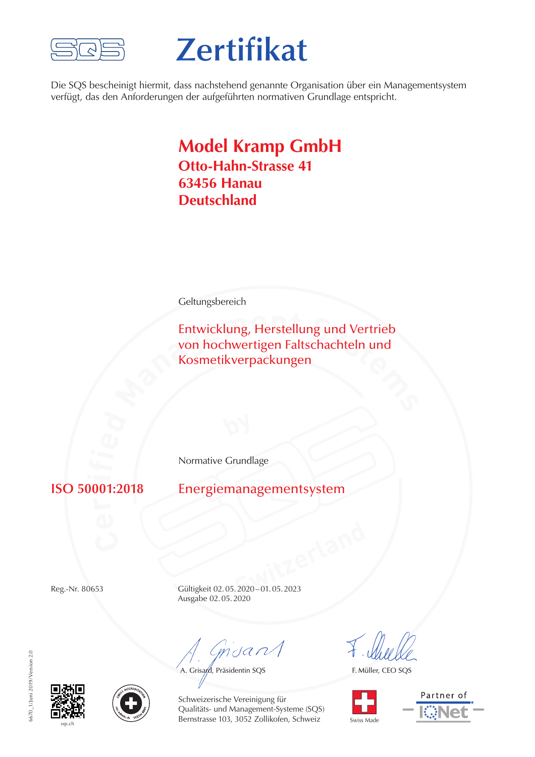# Zertifikat

Die SQS bescheinigt hiermit, dass nachstehend genannte Organisation über ein Managementsystem verfügt, das den Anforderungen der aufgeführten normativen Grundlage entspricht.

## Model Kramp GmbH
**Otto-Hahn-Strasse 41**
**63456 Hanau**
**Deutschland**

Geltungsbereich

Entwicklung, Herstellung und Vertrieb von hochwertigen Faltschachteln und Kosmetikverpackungen

Normative Grundlage

**ISO 50001:2018** Energiemanagementsystem

Reg.-Nr. 80653

Gültigkeit 02. 05. 2020 – 01. 05. 2023
Ausgabe 02. 05. 2020

A. Grisard, Präsidentin SQS

F. Müller, CEO SQS

Schweizerische Vereinigung für Qualitäts- und Management-Systeme (SQS)
Bernstrasse 103, 3052 Zollikofen, Schweiz

sqs.ch

Swiss Made

Partner of IQNet

6670_1/Juni 2019/Version 2.0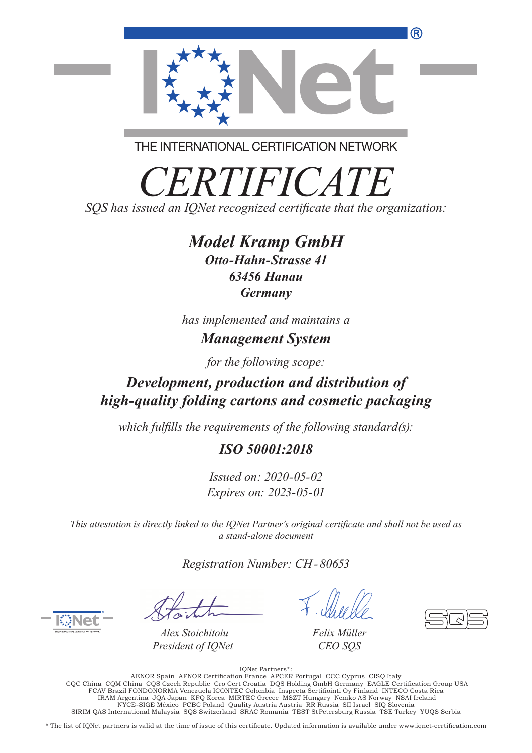IQNet®

THE INTERNATIONAL CERTIFICATION NETWORK

# CERTIFICATE

*SQS has issued an IQNet recognized certificate that the organization:*

***Model Kramp GmbH***
***Otto-Hahn-Strasse 41***
***63456 Hanau***
***Germany***

*has implemented and maintains a*

***Management System***

*for the following scope:*

***Development, production and distribution of high-quality folding cartons and cosmetic packaging***

*which fulfills the requirements of the following standard(s):*

***ISO 50001:2018***

*Issued on: 2020-05-02*
*Expires on: 2023-05-01*

*This attestation is directly linked to the IQNet Partner's original certificate and shall not be used as a stand-alone document*

*Registration Number: CH-80653*

*Alex Stoichitoiu*
*President of IQNet*

*Felix Müller*
*CEO SQS*

IQNet Partners*:
AENOR Spain AFNOR Certification France APCER Portugal CCC Cyprus CISQ Italy
CQC China CQM China CQS Czech Republic Cro Cert Croatia DQS Holding GmbH Germany EAGLE Certification Group USA
FCAV Brazil FONDONORMA Venezuela ICONTEC Colombia Inspecta Sertifiointi Oy Finland INTECO Costa Rica
IRAM Argentina JQA Japan KFQ Korea MIRTEC Greece MSZT Hungary Nemko AS Norway NSAI Ireland
NYCE-SIGE México PCBC Poland Quality Austria Austria RR Russia SII Israel SIQ Slovenia
SIRIM QAS International Malaysia SQS Switzerland SRAC Romania TEST St Petersburg Russia TSE Turkey YUQS Serbia

* The list of IQNet partners is valid at the time of issue of this certificate. Updated information is available under www.iqnet-certification.com